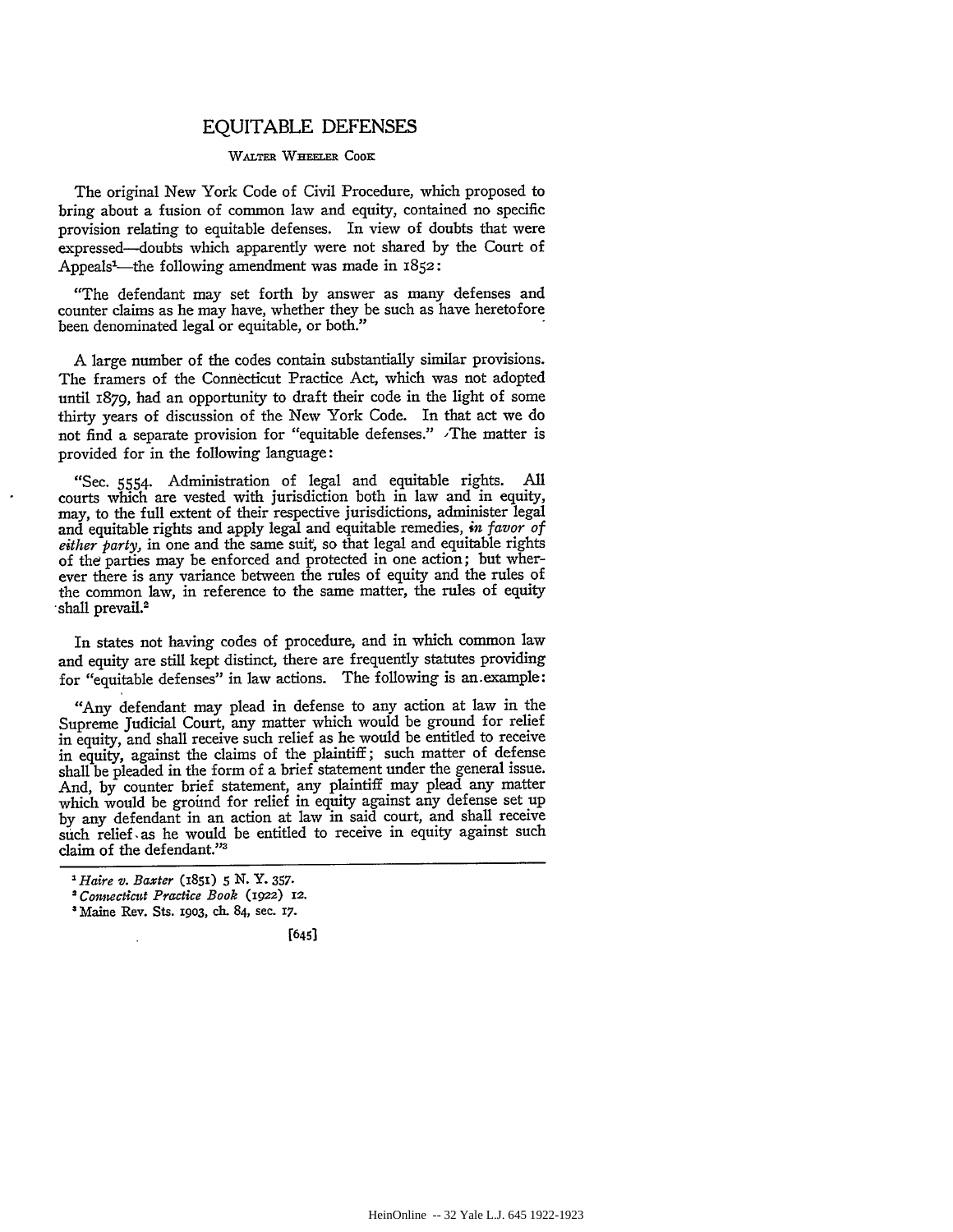# EQUITABLE DEFENSES

WALTER WHEELER COOK

The original New York Code of Civil Procedure, which proposed to bring about a fusion of common law and equity, contained no specific provision relating to equitable defenses. In view of doubts that were expressed—doubts which apparently were not shared by the Court of Appeals[1]—the following amendment was made in 1852:

> "The defendant may set forth by answer as many defenses and counter claims as he may have, whether they be such as have heretofore been denominated legal or equitable, or both."

A large number of the codes contain substantially similar provisions. The framers of the Connecticut Practice Act, which was not adopted until 1879, had an opportunity to draft their code in the light of some thirty years of discussion of the New York Code. In that act we do not find a separate provision for "equitable defenses." The matter is provided for in the following language:

> "Sec. 5554. Administration of legal and equitable rights. All courts which are vested with jurisdiction both in law and in equity, may, to the full extent of their respective jurisdictions, administer legal and equitable rights and apply legal and equitable remedies, *in favor of either party,* in one and the same suit, so that legal and equitable rights of the parties may be enforced and protected in one action; but wherever there is any variance between the rules of equity and the rules of the common law, in reference to the same matter, the rules of equity shall prevail.[2]

In states not having codes of procedure, and in which common law and equity are still kept distinct, there are frequently statutes providing for "equitable defenses" in law actions. The following is an example:

> "Any defendant may plead in defense to any action at law in the Supreme Judicial Court, any matter which would be ground for relief in equity, and shall receive such relief as he would be entitled to receive in equity, against the claims of the plaintiff; such matter of defense shall be pleaded in the form of a brief statement under the general issue. And, by counter brief statement, any plaintiff may plead any matter which would be ground for relief in equity against any defense set up by any defendant in an action at law in said court, and shall receive such relief as he would be entitled to receive in equity against such claim of the defendant."[3]

---

[1] *Haire v. Baxter* (1851) 5 N. Y. 357.

[2] *Connecticut Practice Book* (1922) 12.

[3] Maine Rev. Sts. 1903, ch. 84, sec. 17.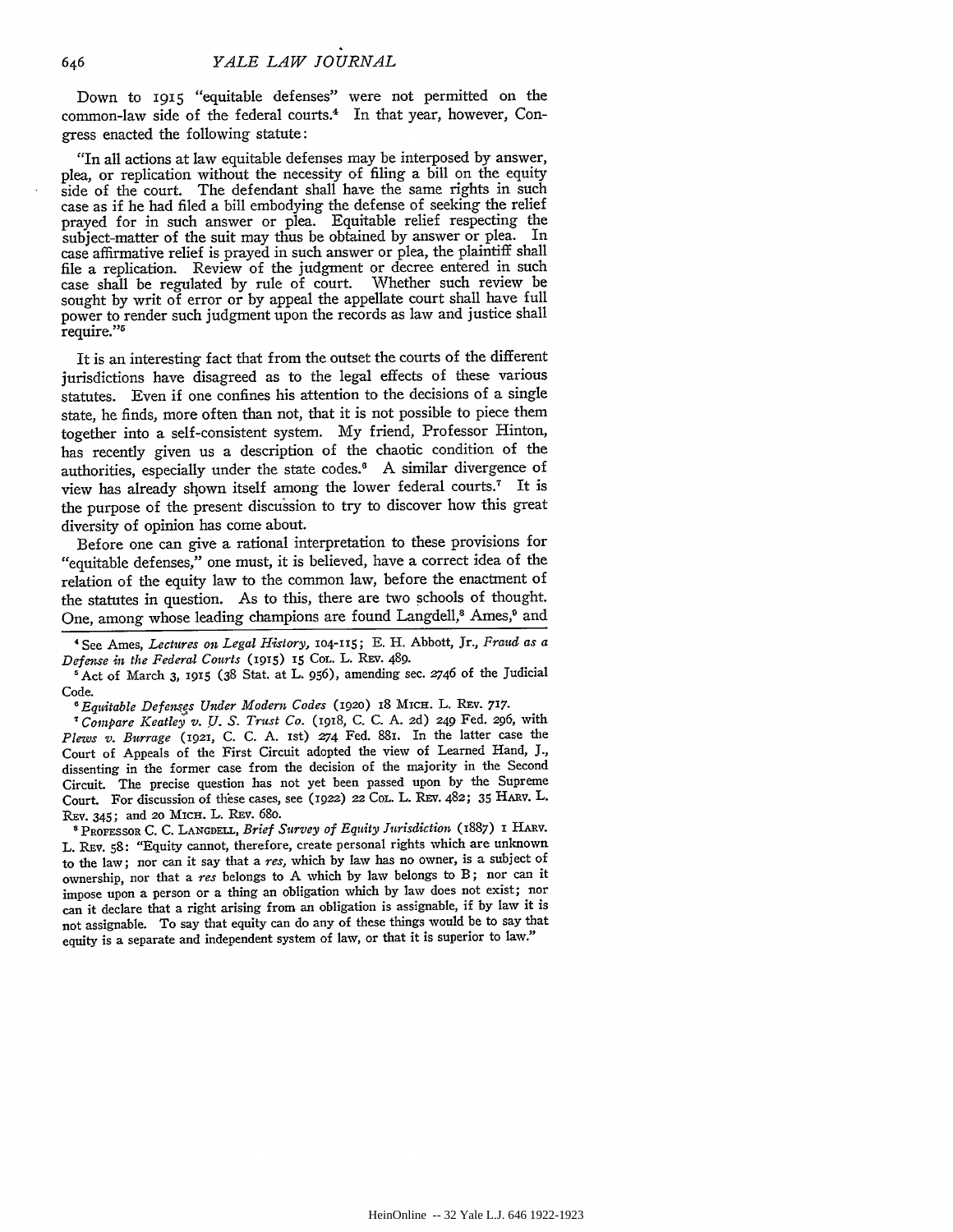Down to 1915 "equitable defenses" were not permitted on the common-law side of the federal courts.[4] In that year, however, Congress enacted the following statute:

> "In all actions at law equitable defenses may be interposed by answer, plea, or replication without the necessity of filing a bill on the equity side of the court. The defendant shall have the same rights in such case as if he had filed a bill embodying the defense of seeking the relief prayed for in such answer or plea. Equitable relief respecting the subject-matter of the suit may thus be obtained by answer or plea. In case affirmative relief is prayed in such answer or plea, the plaintiff shall file a replication. Review of the judgment or decree entered in such case shall be regulated by rule of court. Whether such review be sought by writ of error or by appeal the appellate court shall have full power to render such judgment upon the records as law and justice shall require."[5]

It is an interesting fact that from the outset the courts of the different jurisdictions have disagreed as to the legal effects of these various statutes. Even if one confines his attention to the decisions of a single state, he finds, more often than not, that it is not possible to piece them together into a self-consistent system. My friend, Professor Hinton, has recently given us a description of the chaotic condition of the authorities, especially under the state codes.[6] A similar divergence of view has already shown itself among the lower federal courts.[7] It is the purpose of the present discussion to try to discover how this great diversity of opinion has come about.

Before one can give a rational interpretation to these provisions for "equitable defenses," one must, it is believed, have a correct idea of the relation of the equity law to the common law, before the enactment of the statutes in question. As to this, there are two schools of thought. One, among whose leading champions are found Langdell,[8] Ames,[9] and

---

[4] See Ames, *Lectures on Legal History*, 104-115; E. H. Abbott, Jr., *Fraud as a Defense in the Federal Courts* (1915) 15 Col. L. Rev. 489.

[5] Act of March 3, 1915 (38 Stat. at L. 956), amending sec. 2746 of the Judicial Code.

[6] *Equitable Defenses Under Modern Codes* (1920) 18 Mich. L. Rev. 717.

[7] *Compare Keatley v. U. S. Trust Co.* (1918, C. C. A. 2d) 249 Fed. 296, with *Plews v. Burrage* (1921, C. C. A. 1st) 274 Fed. 881. In the latter case the Court of Appeals of the First Circuit adopted the view of Learned Hand, J., dissenting in the former case from the decision of the majority in the Second Circuit. The precise question has not yet been passed upon by the Supreme Court. For discussion of these cases, see (1922) 22 Col. L. Rev. 482; 35 Harv. L. Rev. 345; and 20 Mich. L. Rev. 680.

[8] Professor C. C. Langdell, *Brief Survey of Equity Jurisdiction* (1887) 1 Harv. L. Rev. 58: "Equity cannot, therefore, create personal rights which are unknown to the law; nor can it say that a *res*, which by law has no owner, is a subject of ownership, nor that a *res* belongs to A which by law belongs to B; nor can it impose upon a person or a thing an obligation which by law does not exist; nor can it declare that a right arising from an obligation is assignable, if by law it is not assignable. To say that equity can do any of these things would be to say that equity is a separate and independent system of law, or that it is superior to law."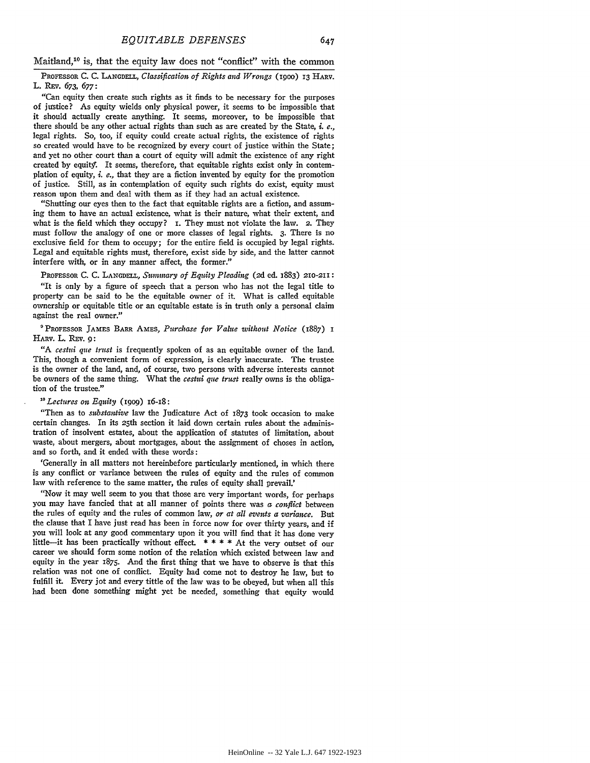Maitland,[10] is, that the equity law does not "conflict" with the common

PROFESSOR C. C. LANGDELL, *Classification of Rights and Wrongs* (1900) 13 HARV. L. REV. 673, 677:

"Can equity then create such rights as it finds to be necessary for the purposes of justice? As equity wields only physical power, it seems to be impossible that it should actually create anything. It seems, moreover, to be impossible that there should be any other actual rights than such as are created by the State, *i. e.*, legal rights. So, too, if equity could create actual rights, the existence of rights so created would have to be recognized by every court of justice within the State; and yet no other court than a court of equity will admit the existence of any right created by equity. It seems, therefore, that equitable rights exist only in contemplation of equity, *i. e.*, that they are a fiction invented by equity for the promotion of justice. Still, as in contemplation of equity such rights do exist, equity must reason upon them and deal with them as if they had an actual existence.

"Shutting our eyes then to the fact that equitable rights are a fiction, and assuming them to have an actual existence, what is their nature, what their extent, and what is the field which they occupy? 1. They must not violate the law. 2. They must follow the analogy of one or more classes of legal rights. 3. There is no exclusive field for them to occupy; for the entire field is occupied by legal rights. Legal and equitable rights must, therefore, exist side by side, and the latter cannot interfere with, or in any manner affect, the former."

PROFESSOR C. C. LANGDELL, *Summary of Equity Pleading* (2d ed. 1883) 210-211:

"It is only by a figure of speech that a person who has not the legal title to property can be said to be the equitable owner of it. What is called equitable ownership or equitable title or an equitable estate is in truth only a personal claim against the real owner."

[9] PROFESSOR JAMES BARR AMES, *Purchase for Value without Notice* (1887) 1 HARV. L. REV. 9:

"A *cestui que trust* is frequently spoken of as an equitable owner of the land. This, though a convenient form of expression, is clearly inaccurate. The trustee is the owner of the land, and, of course, two persons with adverse interests cannot be owners of the same thing. What the *cestui que trust* really owns is the obligation of the trustee."

[10] *Lectures on Equity* (1909) 16-18:

"Then as to *substantive* law the Judicature Act of 1873 took occasion to make certain changes. In its 25th section it laid down certain rules about the administration of insolvent estates, about the application of statutes of limitation, about waste, about mergers, about mortgages, about the assignment of choses in action, and so forth, and it ended with these words:

'Generally in all matters not hereinbefore particularly mentioned, in which there is any conflict or variance between the rules of equity and the rules of common law with reference to the same matter, the rules of equity shall prevail.'

"Now it may well seem to you that those are very important words, for perhaps you may have fancied that at all manner of points there was *a conflict* between the rules of equity and the rules of common law, *or at all events a variance*. But the clause that I have just read has been in force now for over thirty years, and if you will look at any good commentary upon it you will find that it has done very little—it has been practically without effect. * * * * At the very outset of our career we should form some notion of the relation which existed between law and equity in the year 1875. And the first thing that we have to observe is that this relation was not one of conflict. Equity had come not to destroy he law, but to fulfill it. Every jot and every tittle of the law was to be obeyed, but when all this had been done something might yet be needed, something that equity would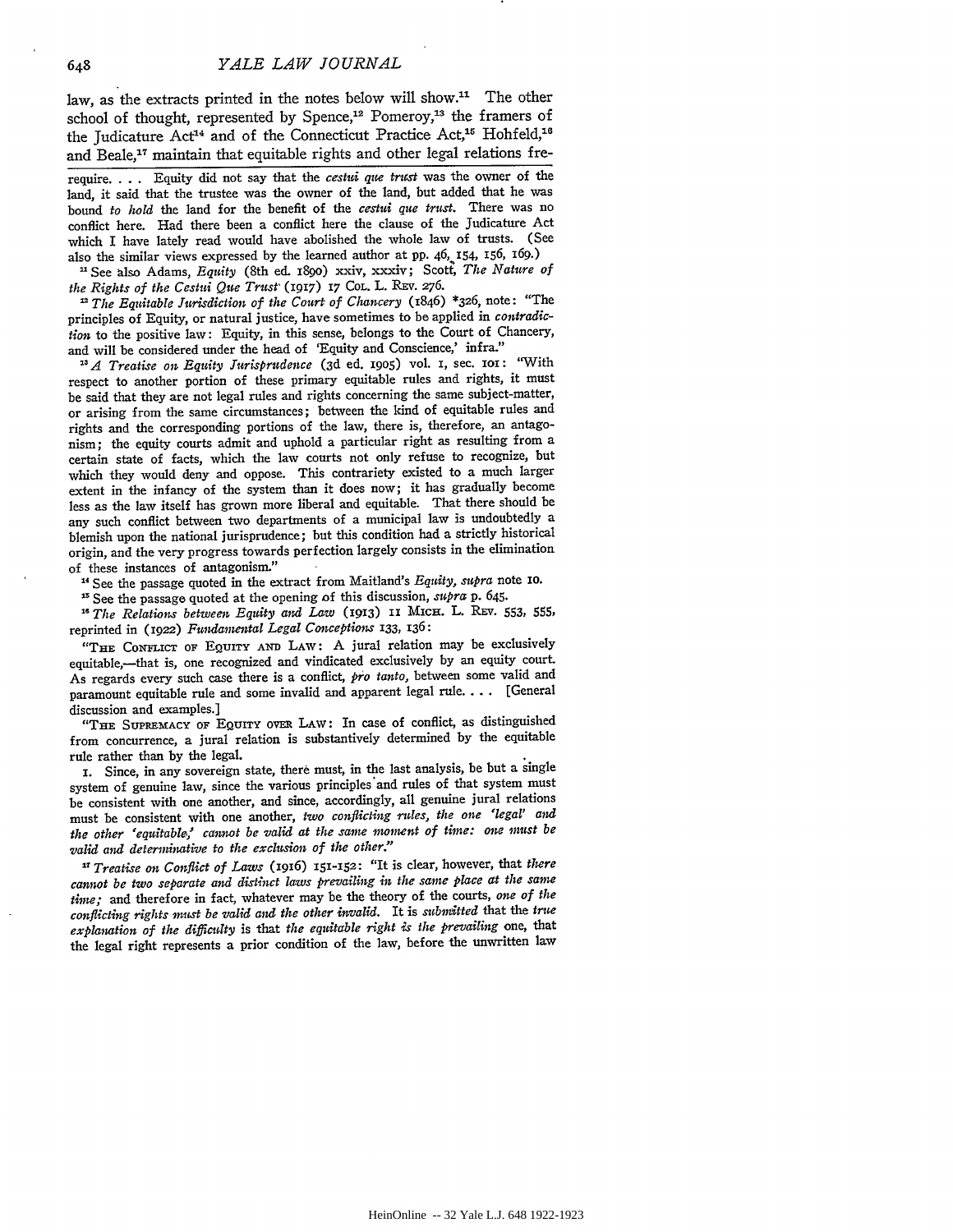law, as the extracts printed in the notes below will show.[11] The other school of thought, represented by Spence,[12] Pomeroy,[13] the framers of the Judicature Act[14] and of the Connecticut Practice Act,[15] Hohfeld,[16] and Beale,[17] maintain that equitable rights and other legal relations fre-

---

require. . . . Equity did not say that the *cestui que trust* was the owner of the land, it said that the trustee was the owner of the land, but added that he was bound *to hold* the land for the benefit of the *cestui que trust*. There was no conflict here. Had there been a conflict here the clause of the Judicature Act which I have lately read would have abolished the whole law of trusts. (See also the similar views expressed by the learned author at pp. 46, 154, 156, 169.)

[11] See also Adams, *Equity* (8th ed. 1890) xxiv, xxxiv; Scott, *The Nature of the Rights of the Cestui Que Trust* (1917) 17 COL. L. REV. 276.

[12] *The Equitable Jurisdiction of the Court of Chancery* (1846) *326, note: "The principles of Equity, or natural justice, have sometimes to be applied in *contradiction* to the positive law: Equity, in this sense, belongs to the Court of Chancery, and will be considered under the head of 'Equity and Conscience,' infra."

[13] *A Treatise on Equity Jurisprudence* (3d ed. 1905) vol. 1, sec. 101: "With respect to another portion of these primary equitable rules and rights, it must be said that they are not legal rules and rights concerning the same subject-matter, or arising from the same circumstances; between the kind of equitable rules and rights and the corresponding portions of the law, there is, therefore, an antagonism; the equity courts admit and uphold a particular right as resulting from a certain state of facts, which the law courts not only refuse to recognize, but which they would deny and oppose. This contrariety existed to a much larger extent in the infancy of the system than it does now; it has gradually become less as the law itself has grown more liberal and equitable. That there should be any such conflict between two departments of a municipal law is undoubtedly a blemish upon the national jurisprudence; but this condition had a strictly historical origin, and the very progress towards perfection largely consists in the elimination of these instances of antagonism."

[14] See the passage quoted in the extract from Maitland's *Equity, supra* note 10.

[15] See the passage quoted at the opening of this discussion, *supra* p. 645.

[16] *The Relations between Equity and Law* (1913) 11 MICH. L. REV. 553, 555, reprinted in (1922) *Fundamental Legal Conceptions* 133, 136:

"THE CONFLICT OF EQUITY AND LAW: A jural relation may be exclusively equitable,—that is, one recognized and vindicated exclusively by an equity court. As regards every such case there is a conflict, *pro tanto*, between some valid and paramount equitable rule and some invalid and apparent legal rule. . . . [General discussion and examples.]

"THE SUPREMACY OF EQUITY OVER LAW: In case of conflict, as distinguished from concurrence, a jural relation is substantively determined by the equitable rule rather than by the legal.

1. Since, in any sovereign state, there must, in the last analysis, be but a single system of genuine law, since the various principles and rules of that system must be consistent with one another, and since, accordingly, all genuine jural relations must be consistent with one another, *two conflicting rules, the one 'legal' and the other 'equitable,' cannot be valid at the same moment of time: one must be valid and determinative to the exclusion of the other.*"

[17] *Treatise on Conflict of Laws* (1916) 151-152: "It is clear, however, that *there cannot be two separate and distinct laws prevailing in the same place at the same time;* and therefore in fact, whatever may be the theory of the courts, *one of the conflicting rights must be valid and the other invalid.* It is *submitted* that the *true explanation of the difficulty* is that *the equitable right is the prevailing* one, that the legal right represents a prior condition of the law, before the unwritten law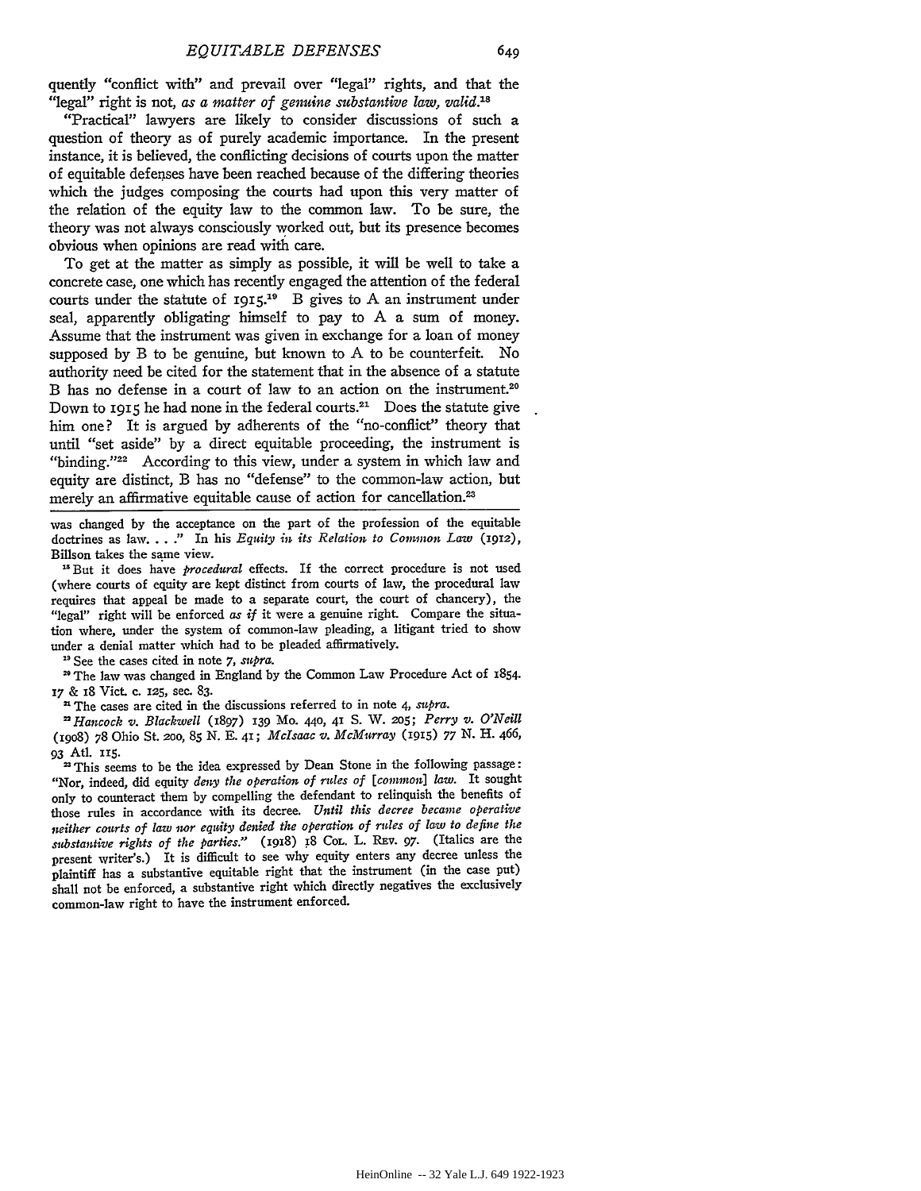quently "conflict with" and prevail over "legal" rights, and that the "legal" right is not, *as a matter of genuine substantive law, valid*.[18]

"Practical" lawyers are likely to consider discussions of such a question of theory as of purely academic importance. In the present instance, it is believed, the conflicting decisions of courts upon the matter of equitable defenses have been reached because of the differing theories which the judges composing the courts had upon this very matter of the relation of the equity law to the common law. To be sure, the theory was not always consciously worked out, but its presence becomes obvious when opinions are read with care.

To get at the matter as simply as possible, it will be well to take a concrete case, one which has recently engaged the attention of the federal courts under the statute of 1915.[19] B gives to A an instrument under seal, apparently obligating himself to pay to A a sum of money. Assume that the instrument was given in exchange for a loan of money supposed by B to be genuine, but known to A to be counterfeit. No authority need be cited for the statement that in the absence of a statute B has no defense in a court of law to an action on the instrument.[20] Down to 1915 he had none in the federal courts.[21] Does the statute give him one? It is argued by adherents of the "no-conflict" theory that until "set aside" by a direct equitable proceeding, the instrument is "binding."[22] According to this view, under a system in which law and equity are distinct, B has no "defense" to the common-law action, but merely an affirmative equitable cause of action for cancellation.[23]

---

was changed by the acceptance on the part of the profession of the equitable doctrines as law. . . ." In his *Equity in its Relation to Common Law* (1912), Billson takes the same view.

[18] But it does have *procedural* effects. If the correct procedure is not used (where courts of equity are kept distinct from courts of law, the procedural law requires that appeal be made to a separate court, the court of chancery), the "legal" right will be enforced *as if* it were a genuine right. Compare the situation where, under the system of common-law pleading, a litigant tried to show under a denial matter which had to be pleaded affirmatively.

[19] See the cases cited in note 7, *supra*.

[20] The law was changed in England by the Common Law Procedure Act of 1854. 17 & 18 Vict. c. 125, sec. 83.

[21] The cases are cited in the discussions referred to in note 4, *supra*.

[22] *Hancock v. Blackwell* (1897) 139 Mo. 440, 41 S. W. 205; *Perry v. O'Neill* (1908) 78 Ohio St. 200, 85 N. E. 41; *McIsaac v. McMurray* (1915) 77 N. H. 466, 93 Atl. 115.

[23] This seems to be the idea expressed by Dean Stone in the following passage: "Nor, indeed, did equity *deny the operation of rules of [common] law*. It sought only to counteract them by compelling the defendant to relinquish the benefits of those rules in accordance with its decree. *Until this decree became operative neither courts of law nor equity denied the operation of rules of law to define the substantive rights of the parties.*" (1918) 18 Col. L. Rev. 97. (Italics are the present writer's.) It is difficult to see why equity enters any decree unless the plaintiff has a substantive equitable right that the instrument (in the case put) shall not be enforced, a substantive right which directly negatives the exclusively common-law right to have the instrument enforced.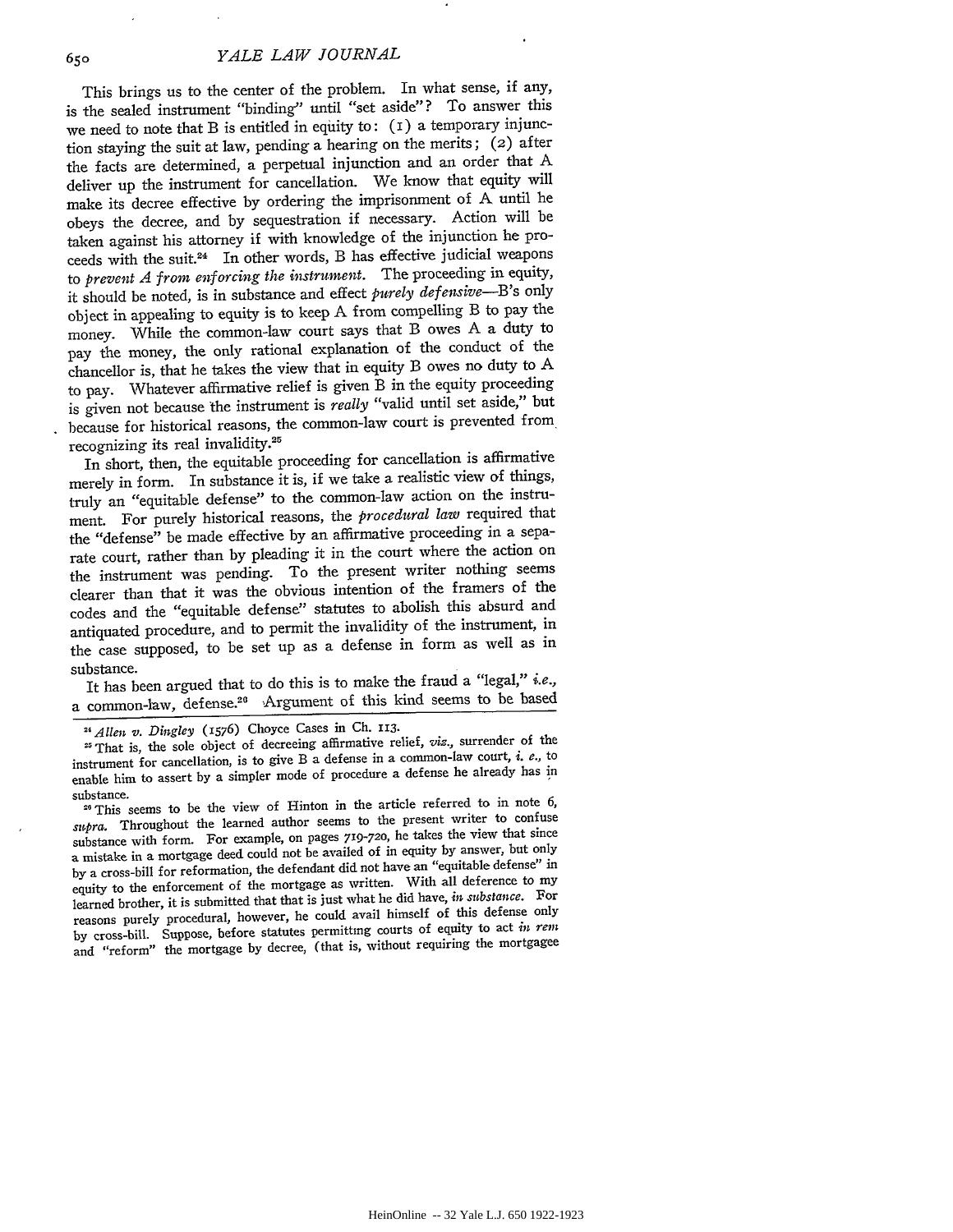This brings us to the center of the problem. In what sense, if any, is the sealed instrument "binding" until "set aside"? To answer this we need to note that B is entitled in equity to: (1) a temporary injunction staying the suit at law, pending a hearing on the merits; (2) after the facts are determined, a perpetual injunction and an order that A deliver up the instrument for cancellation. We know that equity will make its decree effective by ordering the imprisonment of A until he obeys the decree, and by sequestration if necessary. Action will be taken against his attorney if with knowledge of the injunction he proceeds with the suit.[24] In other words, B has effective judicial weapons to *prevent A from enforcing the instrument*. The proceeding in equity, it should be noted, is in substance and effect *purely defensive*—B's only object in appealing to equity is to keep A from compelling B to pay the money. While the common-law court says that B owes A a duty to pay the money, the only rational explanation of the conduct of the chancellor is, that he takes the view that in equity B owes no duty to A to pay. Whatever affirmative relief is given B in the equity proceeding is given not because the instrument is *really* "valid until set aside," but because for historical reasons, the common-law court is prevented from recognizing its real invalidity.[25]

In short, then, the equitable proceeding for cancellation is affirmative merely in form. In substance it is, if we take a realistic view of things, truly an "equitable defense" to the common-law action on the instrument. For purely historical reasons, the *procedural law* required that the "defense" be made effective by an affirmative proceeding in a separate court, rather than by pleading it in the court where the action on the instrument was pending. To the present writer nothing seems clearer than that it was the obvious intention of the framers of the codes and the "equitable defense" statutes to abolish this absurd and antiquated procedure, and to permit the invalidity of the instrument, in the case supposed, to be set up as a defense in form as well as in substance.

It has been argued that to do this is to make the fraud a "legal," *i.e.*, a common-law, defense.[26] Argument of this kind seems to be based

---

[24] *Allen v. Dingley* (1576) Choyce Cases in Ch. 113.

[25] That is, the sole object of decreeing affirmative relief, *viz.*, surrender of the instrument for cancellation, is to give B a defense in a common-law court, *i. e.*, to enable him to assert by a simpler mode of procedure a defense he already has in substance.

[26] This seems to be the view of Hinton in the article referred to in note 6, *supra*. Throughout the learned author seems to the present writer to confuse substance with form. For example, on pages 719-720, he takes the view that since a mistake in a mortgage deed could not be availed of in equity by answer, but only by a cross-bill for reformation, the defendant did not have an "equitable defense" in equity to the enforcement of the mortgage as written. With all deference to my learned brother, it is submitted that that is just what he did have, *in substance*. For reasons purely procedural, however, he could avail himself of this defense only by cross-bill. Suppose, before statutes permitting courts of equity to act *in rem* and "reform" the mortgage by decree, (that is, without requiring the mortgagee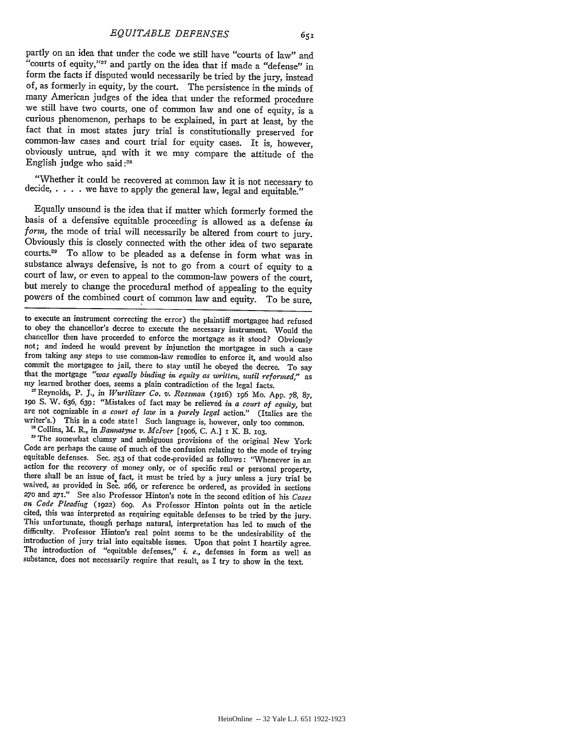partly on an idea that under the code we still have "courts of law" and "courts of equity,"[27] and partly on the idea that if made a "defense" in form the facts if disputed would necessarily be tried by the jury, instead of, as formerly in equity, by the court. The persistence in the minds of many American judges of the idea that under the reformed procedure we still have two courts, one of common law and one of equity, is a curious phenomenon, perhaps to be explained, in part at least, by the fact that in most states jury trial is constitutionally preserved for common-law cases and court trial for equity cases. It is, however, obviously untrue, and with it we may compare the attitude of the English judge who said:[28]

> "Whether it could be recovered at common law it is not necessary to decide, . . . . we have to apply the general law, legal and equitable."

Equally unsound is the idea that if matter which formerly formed the basis of a defensive equitable proceeding is allowed as a defense *in form*, the mode of trial will necessarily be altered from court to jury. Obviously this is closely connected with the other idea of two separate courts.[29] To allow to be pleaded as a defense in form what was in substance always defensive, is not to go from a court of equity to a court of law, or even to appeal to the common-law powers of the court, but merely to change the procedural method of appealing to the equity powers of the combined court of common law and equity. To be sure,

---

to execute an instrument correcting the error) the plaintiff mortgagee had refused to obey the chancellor's decree to execute the necessary instrument. Would the chancellor then have proceeded to enforce the mortgage as it stood? Obviously not; and indeed he would prevent by injunction the mortgagee in such a case from taking any steps to use common-law remedies to enforce it, and would also commit the mortgagee to jail, there to stay until he obeyed the decree. To say that the mortgage *"was equally binding in equity as written, until reformed,"* as my learned brother does, seems a plain contradiction of the legal facts.

[27] Reynolds, P. J., in *Wurtlitzer Co. v. Rossman* (1916) 196 Mo. App. 78, 87, 190 S. W. 636, 639: "Mistakes of fact may be relieved *in a court of equity*, but are not cognizable in *a court of law* in a *purely legal* action." (Italics are the writer's.) This in a code state! Such language is, however, only too common.

[28] Collins, M. R., in *Bannatyne v. McIver* [1906, C. A.] 1 K. B. 103.

[29] The somewhat clumsy and ambiguous provisions of the original New York Code are perhaps the cause of much of the confusion relating to the mode of trying equitable defenses. Sec. 253 of that code provided as follows: "Whenever in an action for the recovery of money only, or of specific real or personal property, there shall be an issue of fact, it must be tried by a jury unless a jury trial be waived, as provided in Sec. 266, or reference be ordered, as provided in sections 270 and 271." See also Professor Hinton's note in the second edition of his *Cases on Code Pleading* (1922) 609. As Professor Hinton points out in the article cited, this was interpreted as requiring equitable defenses to be tried by the jury. This unfortunate, though perhaps natural, interpretation has led to much of the difficulty. Professor Hinton's real point seems to be the undesirability of the introduction of jury trial into equitable issues. Upon that point I heartily agree. The introduction of "equitable defenses," *i. e.*, defenses in form as well as substance, does not necessarily require that result, as I try to show in the text.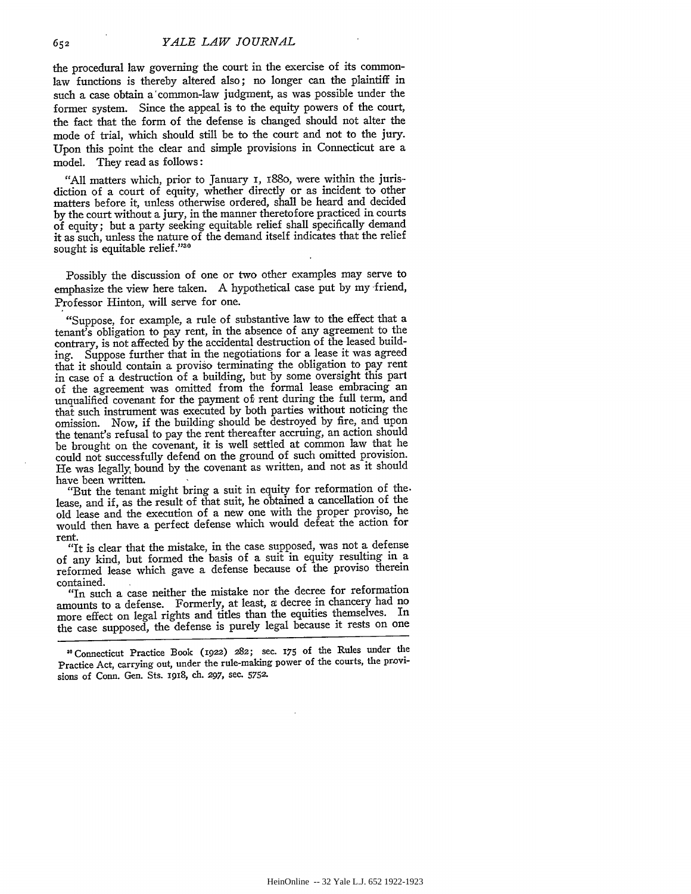the procedural law governing the court in the exercise of its common-law functions is thereby altered also; no longer can the plaintiff in such a case obtain a common-law judgment, as was possible under the former system. Since the appeal is to the equity powers of the court, the fact that the form of the defense is changed should not alter the mode of trial, which should still be to the court and not to the jury. Upon this point the clear and simple provisions in Connecticut are a model. They read as follows:

> "All matters which, prior to January 1, 1880, were within the jurisdiction of a court of equity, whether directly or as incident to other matters before it, unless otherwise ordered, shall be heard and decided by the court without a jury, in the manner theretofore practiced in courts of equity; but a party seeking equitable relief shall specifically demand it as such, unless the nature of the demand itself indicates that the relief sought is equitable relief."[30]

Possibly the discussion of one or two other examples may serve to emphasize the view here taken. A hypothetical case put by my friend, Professor Hinton, will serve for one.

> "Suppose, for example, a rule of substantive law to the effect that a tenant's obligation to pay rent, in the absence of any agreement to the contrary, is not affected by the accidental destruction of the leased building. Suppose further that in the negotiations for a lease it was agreed that it should contain a proviso terminating the obligation to pay rent in case of a destruction of a building, but by some oversight this part of the agreement was omitted from the formal lease embracing an unqualified covenant for the payment of rent during the full term, and that such instrument was executed by both parties without noticing the omission. Now, if the building should be destroyed by fire, and upon the tenant's refusal to pay the rent thereafter accruing, an action should be brought on the covenant, it is well settled at common law that he could not successfully defend on the ground of such omitted provision. He was legally bound by the covenant as written, and not as it should have been written.
>
> "But the tenant might bring a suit in equity for reformation of the lease, and if, as the result of that suit, he obtained a cancellation of the old lease and the execution of a new one with the proper proviso, he would then have a perfect defense which would defeat the action for rent.
>
> "It is clear that the mistake, in the case supposed, was not a defense of any kind, but formed the basis of a suit in equity resulting in a reformed lease which gave a defense because of the proviso therein contained.
>
> "In such a case neither the mistake nor the decree for reformation amounts to a defense. Formerly, at least, a decree in chancery had no more effect on legal rights and titles than the equities themselves. In the case supposed, the defense is purely legal because it rests on one

[30] Connecticut Practice Book (1922) 282; sec. 175 of the Rules under the Practice Act, carrying out, under the rule-making power of the courts, the provisions of Conn. Gen. Sts. 1918, ch. 297, sec. 5752.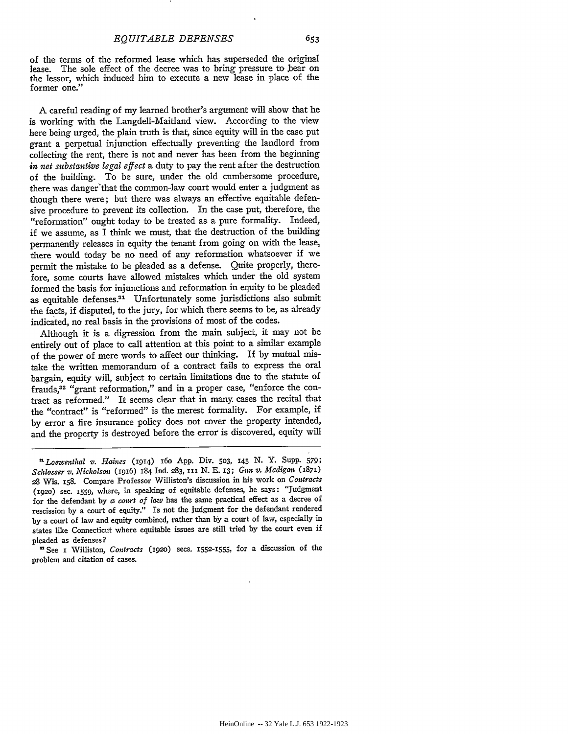of the terms of the reformed lease which has superseded the original lease. The sole effect of the decree was to bring pressure to bear on the lessor, which induced him to execute a new lease in place of the former one."

A careful reading of my learned brother's argument will show that he is working with the Langdell-Maitland view. According to the view here being urged, the plain truth is that, since equity will in the case put grant a perpetual injunction effectually preventing the landlord from collecting the rent, there is not and never has been from the beginning *in net substantive legal effect* a duty to pay the rent after the destruction of the building. To be sure, under the old cumbersome procedure, there was danger that the common-law court would enter a judgment as though there were; but there was always an effective equitable defensive procedure to prevent its collection. In the case put, therefore, the "reformation" ought today to be treated as a pure formality. Indeed, if we assume, as I think we must, that the destruction of the building permanently releases in equity the tenant from going on with the lease, there would today be no need of any reformation whatsoever if we permit the mistake to be pleaded as a defense. Quite properly, therefore, some courts have allowed mistakes which under the old system formed the basis for injunctions and reformation in equity to be pleaded as equitable defenses.[31] Unfortunately some jurisdictions also submit the facts, if disputed, to the jury, for which there seems to be, as already indicated, no real basis in the provisions of most of the codes.

Although it is a digression from the main subject, it may not be entirely out of place to call attention at this point to a similar example of the power of mere words to affect our thinking. If by mutual mistake the written memorandum of a contract fails to express the oral bargain, equity will, subject to certain limitations due to the statute of frauds,[32] "grant reformation," and in a proper case, "enforce the contract as reformed." It seems clear that in many cases the recital that the "contract" is "reformed" is the merest formality. For example, if by error a fire insurance policy does not cover the property intended, and the property is destroyed before the error is discovered, equity will

---

[31] *Loewenthal v. Haines* (1914) 160 App. Div. 503, 145 N. Y. Supp. 579; *Schlosser v. Nicholson* (1916) 184 Ind. 283, 111 N. E. 13; *Gun v. Madigan* (1871) 28 Wis. 158. Compare Professor Williston's discussion in his work on *Contracts* (1920) sec. 1559, where, in speaking of equitable defenses, he says: "Judgment for the defendant by *a court of law* has the same practical effect as a decree of rescission by a court of equity." Is not the judgment for the defendant rendered by a court of law and equity combined, rather than by a court of law, especially in states like Connecticut where equitable issues are still tried by the court even if pleaded as defenses?

[32] See 1 Williston, *Contracts* (1920) secs. 1552-1555, for a discussion of the problem and citation of cases.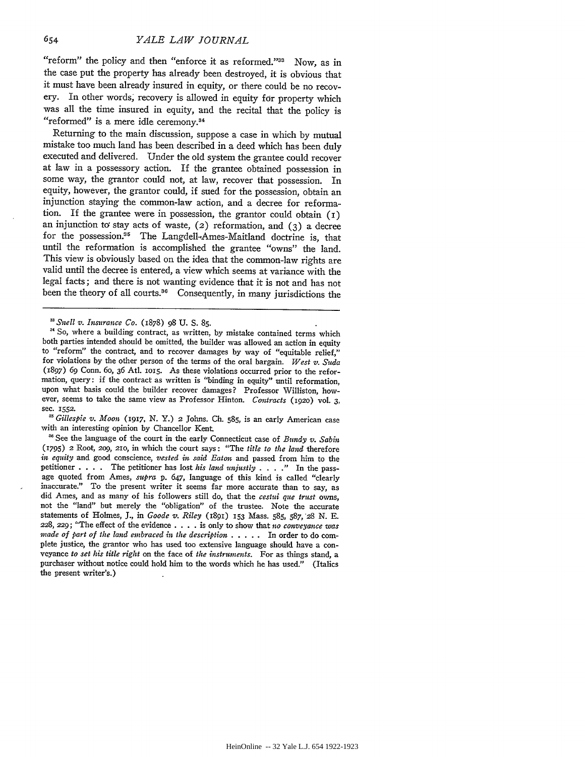"reform" the policy and then "enforce it as reformed."[33] Now, as in the case put the property has already been destroyed, it is obvious that it must have been already insured in equity, or there could be no recovery. In other words, recovery is allowed in equity for property which was all the time insured in equity, and the recital that the policy is "reformed" is a mere idle ceremony.[34]

Returning to the main discussion, suppose a case in which by mutual mistake too much land has been described in a deed which has been duly executed and delivered. Under the old system the grantee could recover at law in a possessory action. If the grantee obtained possession in some way, the grantor could not, at law, recover that possession. In equity, however, the grantor could, if sued for the possession, obtain an injunction staying the common-law action, and a decree for reformation. If the grantee were in possession, the grantor could obtain (1) an injunction to stay acts of waste, (2) reformation, and (3) a decree for the possession.[35] The Langdell-Ames-Maitland doctrine is, that until the reformation is accomplished the grantee "owns" the land. This view is obviously based on the idea that the common-law rights are valid until the decree is entered, a view which seems at variance with the legal facts; and there is not wanting evidence that it is not and has not been the theory of all courts.[36] Consequently, in many jurisdictions the

---

[33] *Snell v. Insurance Co.* (1878) 98 U. S. 85.

[34] So, where a building contract, as written, by mistake contained terms which both parties intended should be omitted, the builder was allowed an action in equity to "reform" the contract, and to recover damages by way of "equitable relief," for violations by the other person of the terms of the oral bargain. *West v. Suda* (1897) 69 Conn. 60, 36 Atl. 1015. As these violations occurred prior to the reformation, query: if the contract as written is "binding in equity" until reformation, upon what basis could the builder recover damages? Professor Williston, however, seems to take the same view as Professor Hinton. *Contracts* (1920) vol. 3, sec. 1552.

[35] *Gillespie v. Moon* (1917, N. Y.) 2 Johns. Ch. 585, is an early American case with an interesting opinion by Chancellor Kent.

[36] See the language of the court in the early Connecticut case of *Bundy v. Sabin* (1795) 2 Root, 209, 210, in which the court says: "The *title to the land* therefore *in equity* and good conscience, *vested in said Eaton* and passed from him to the petitioner . . . . The petitioner has lost *his land unjustly* . . . ." In the passage quoted from Ames, *supra* p. 647, language of this kind is called "clearly inaccurate." To the present writer it seems far more accurate than to say, as did Ames, and as many of his followers still do, that the *cestui que trust* owns, not the "land" but merely the "obligation" of the trustee. Note the accurate statements of Holmes, J., in *Goode v. Riley* (1891) 153 Mass. 585, 587, 28 N. E. 228, 229; "The effect of the evidence . . . . is only to show that *no conveyance was made of part of the land embraced in the description* . . . . . In order to do complete justice, the grantor who has used too extensive language should have a conveyance *to set his title right* on the face of *the instruments*. For as things stand, a purchaser without notice could hold him to the words which he has used." (Italics the present writer's.)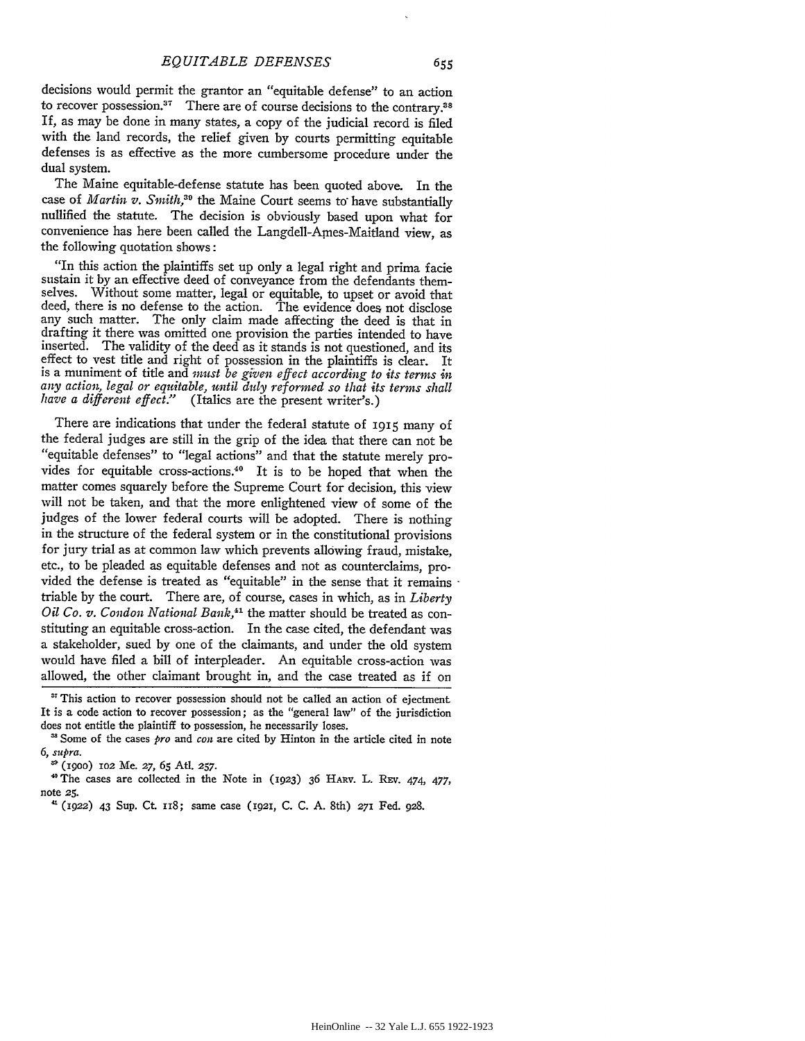decisions would permit the grantor an "equitable defense" to an action to recover possession.[37] There are of course decisions to the contrary.[38] If, as may be done in many states, a copy of the judicial record is filed with the land records, the relief given by courts permitting equitable defenses is as effective as the more cumbersome procedure under the dual system.

The Maine equitable-defense statute has been quoted above. In the case of *Martin v. Smith*,[39] the Maine Court seems to have substantially nullified the statute. The decision is obviously based upon what for convenience has here been called the Langdell-Ames-Maitland view, as the following quotation shows:

> "In this action the plaintiffs set up only a legal right and prima facie sustain it by an effective deed of conveyance from the defendants themselves. Without some matter, legal or equitable, to upset or avoid that deed, there is no defense to the action. The evidence does not disclose any such matter. The only claim made affecting the deed is that in drafting it there was omitted one provision the parties intended to have inserted. The validity of the deed as it stands is not questioned, and its effect to vest title and right of possession in the plaintiffs is clear. It is a muniment of title and *must be given effect according to its terms in any action, legal or equitable, until duly reformed so that its terms shall have a different effect.*" (Italics are the present writer's.)

There are indications that under the federal statute of 1915 many of the federal judges are still in the grip of the idea that there can not be "equitable defenses" to "legal actions" and that the statute merely provides for equitable cross-actions.[40] It is to be hoped that when the matter comes squarely before the Supreme Court for decision, this view will not be taken, and that the more enlightened view of some of the judges of the lower federal courts will be adopted. There is nothing in the structure of the federal system or in the constitutional provisions for jury trial as at common law which prevents allowing fraud, mistake, etc., to be pleaded as equitable defenses and not as counterclaims, provided the defense is treated as "equitable" in the sense that it remains triable by the court. There are, of course, cases in which, as in *Liberty Oil Co. v. Condon National Bank*,[41] the matter should be treated as constituting an equitable cross-action. In the case cited, the defendant was a stakeholder, sued by one of the claimants, and under the old system would have filed a bill of interpleader. An equitable cross-action was allowed, the other claimant brought in, and the case treated as if on

---

[37] This action to recover possession should not be called an action of ejectment. It is a code action to recover possession; as the "general law" of the jurisdiction does not entitle the plaintiff to possession, he necessarily loses.

[38] Some of the cases *pro* and *con* are cited by Hinton in the article cited in note 6, *supra*.

[39] (1900) 102 Me. 27, 65 Atl. 257.

[40] The cases are collected in the Note in (1923) 36 HARV. L. REV. 474, 477, note 25.

[41] (1922) 43 Sup. Ct. 118; same case (1921, C. C. A. 8th) 271 Fed. 928.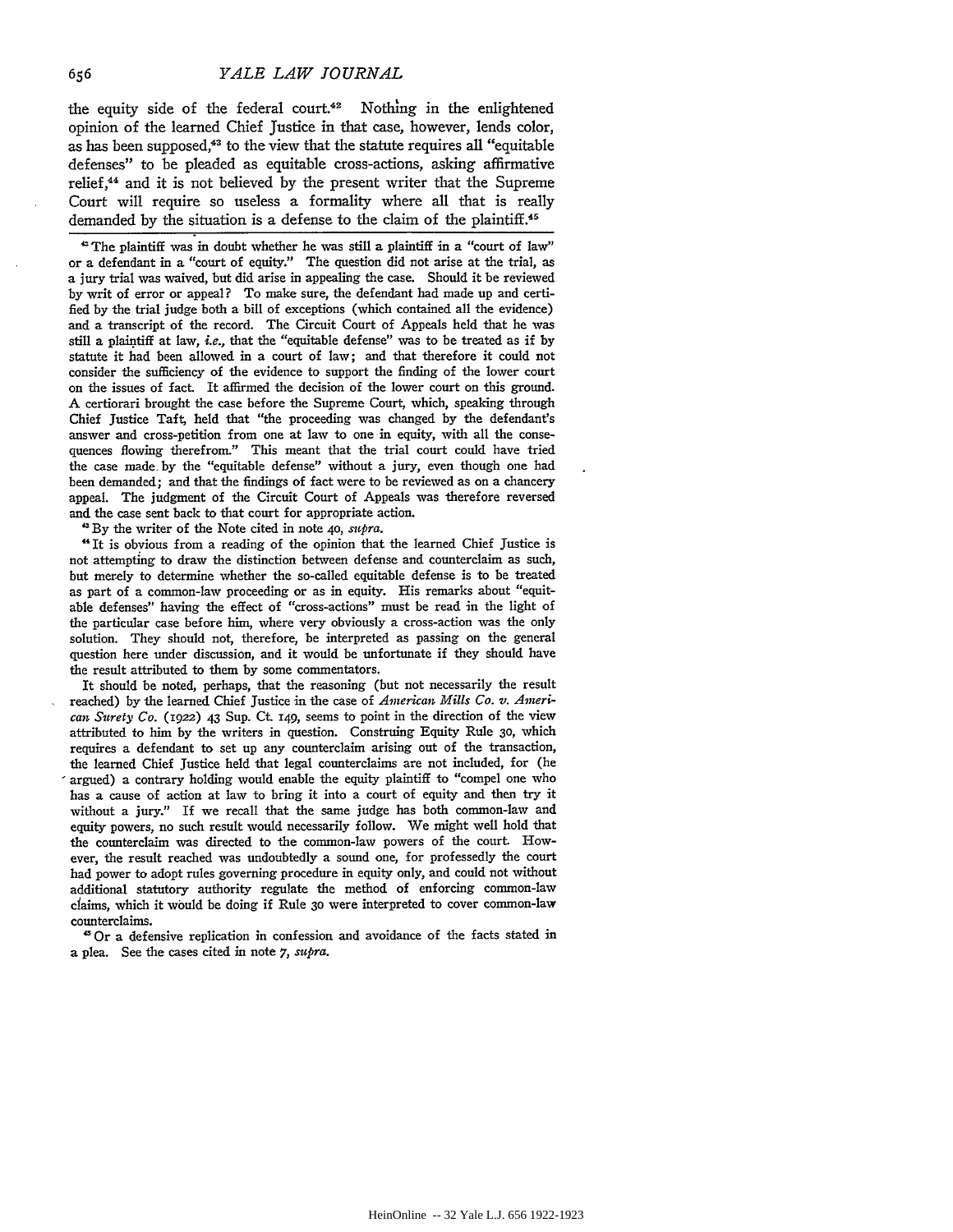the equity side of the federal court.[42] Nothing in the enlightened opinion of the learned Chief Justice in that case, however, lends color, as has been supposed,[43] to the view that the statute requires all "equitable defenses" to be pleaded as equitable cross-actions, asking affirmative relief,[44] and it is not believed by the present writer that the Supreme Court will require so useless a formality where all that is really demanded by the situation is a defense to the claim of the plaintiff.[45]

---

[42] The plaintiff was in doubt whether he was still a plaintiff in a "court of law" or a defendant in a "court of equity." The question did not arise at the trial, as a jury trial was waived, but did arise in appealing the case. Should it be reviewed by writ of error or appeal? To make sure, the defendant had made up and certified by the trial judge both a bill of exceptions (which contained all the evidence) and a transcript of the record. The Circuit Court of Appeals held that he was still a plaintiff at law, *i.e.*, that the "equitable defense" was to be treated as if by statute it had been allowed in a court of law; and that therefore it could not consider the sufficiency of the evidence to support the finding of the lower court on the issues of fact. It affirmed the decision of the lower court on this ground. A certiorari brought the case before the Supreme Court, which, speaking through Chief Justice Taft, held that "the proceeding was changed by the defendant's answer and cross-petition from one at law to one in equity, with all the consequences flowing therefrom." This meant that the trial court could have tried the case made by the "equitable defense" without a jury, even though one had been demanded; and that the findings of fact were to be reviewed as on a chancery appeal. The judgment of the Circuit Court of Appeals was therefore reversed and the case sent back to that court for appropriate action.

[43] By the writer of the Note cited in note 40, *supra*.

[44] It is obvious from a reading of the opinion that the learned Chief Justice is not attempting to draw the distinction between defense and counterclaim as such, but merely to determine whether the so-called equitable defense is to be treated as part of a common-law proceeding or as in equity. His remarks about "equitable defenses" having the effect of "cross-actions" must be read in the light of the particular case before him, where very obviously a cross-action was the only solution. They should not, therefore, be interpreted as passing on the general question here under discussion, and it would be unfortunate if they should have the result attributed to them by some commentators.

It should be noted, perhaps, that the reasoning (but not necessarily the result reached) by the learned Chief Justice in the case of *American Mills Co. v. American Surety Co.* (1922) 43 Sup. Ct. 149, seems to point in the direction of the view attributed to him by the writers in question. Construing Equity Rule 30, which requires a defendant to set up any counterclaim arising out of the transaction, the learned Chief Justice held that legal counterclaims are not included, for (he argued) a contrary holding would enable the equity plaintiff to "compel one who has a cause of action at law to bring it into a court of equity and then try it without a jury." If we recall that the same judge has both common-law and equity powers, no such result would necessarily follow. We might well hold that the counterclaim was directed to the common-law powers of the court. However, the result reached was undoubtedly a sound one, for professedly the court had power to adopt rules governing procedure in equity only, and could not without additional statutory authority regulate the method of enforcing common-law claims, which it would be doing if Rule 30 were interpreted to cover common-law counterclaims.

[45] Or a defensive replication in confession and avoidance of the facts stated in a plea. See the cases cited in note 7, *supra*.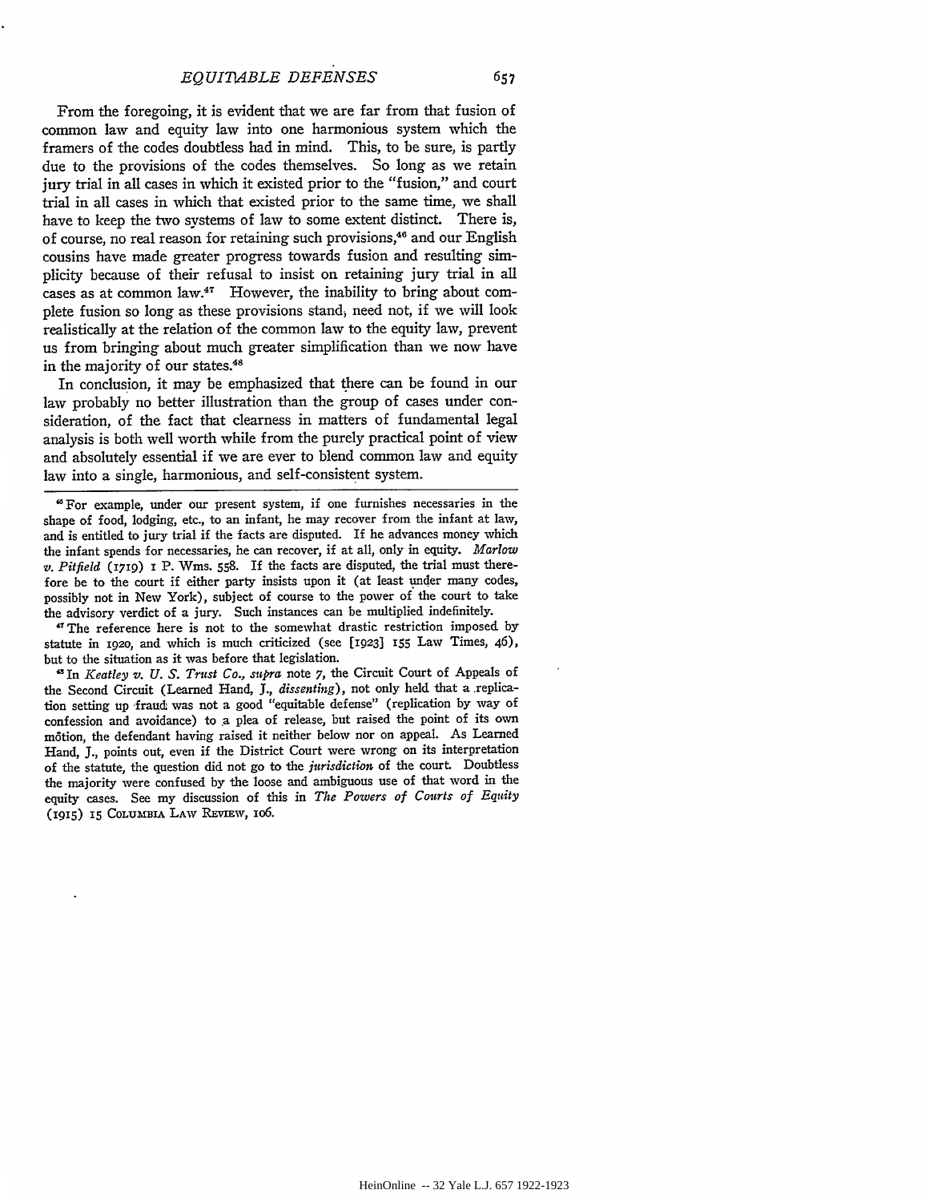From the foregoing, it is evident that we are far from that fusion of common law and equity law into one harmonious system which the framers of the codes doubtless had in mind. This, to be sure, is partly due to the provisions of the codes themselves. So long as we retain jury trial in all cases in which it existed prior to the "fusion," and court trial in all cases in which that existed prior to the same time, we shall have to keep the two systems of law to some extent distinct. There is, of course, no real reason for retaining such provisions,[46] and our English cousins have made greater progress towards fusion and resulting simplicity because of their refusal to insist on retaining jury trial in all cases as at common law.[47] However, the inability to bring about complete fusion so long as these provisions stand, need not, if we will look realistically at the relation of the common law to the equity law, prevent us from bringing about much greater simplification than we now have in the majority of our states.[48]

In conclusion, it may be emphasized that there can be found in our law probably no better illustration than the group of cases under consideration, of the fact that clearness in matters of fundamental legal analysis is both well worth while from the purely practical point of view and absolutely essential if we are ever to blend common law and equity law into a single, harmonious, and self-consistent system.

---

[46] For example, under our present system, if one furnishes necessaries in the shape of food, lodging, etc., to an infant, he may recover from the infant at law, and is entitled to jury trial if the facts are disputed. If he advances money which the infant spends for necessaries, he can recover, if at all, only in equity. *Marlow v. Pitfield* (1719) 1 P. Wms. 558. If the facts are disputed, the trial must therefore be to the court if either party insists upon it (at least under many codes, possibly not in New York), subject of course to the power of the court to take the advisory verdict of a jury. Such instances can be multiplied indefinitely.

[47] The reference here is not to the somewhat drastic restriction imposed by statute in 1920, and which is much criticized (see [1923] 155 Law Times, 46), but to the situation as it was before that legislation.

[48] In *Keatley v. U. S. Trust Co., supra* note 7, the Circuit Court of Appeals of the Second Circuit (Learned Hand, J., *dissenting*), not only held that a replication setting up fraud was not a good "equitable defense" (replication by way of confession and avoidance) to a plea of release, but raised the point of its own môtion, the defendant having raised it neither below nor on appeal. As Learned Hand, J., points out, even if the District Court were wrong on its interpretation of the statute, the question did not go to the *jurisdiction* of the court. Doubtless the majority were confused by the loose and ambiguous use of that word in the equity cases. See my discussion of this in *The Powers of Courts of Equity* (1915) 15 COLUMBIA LAW REVIEW, 106.